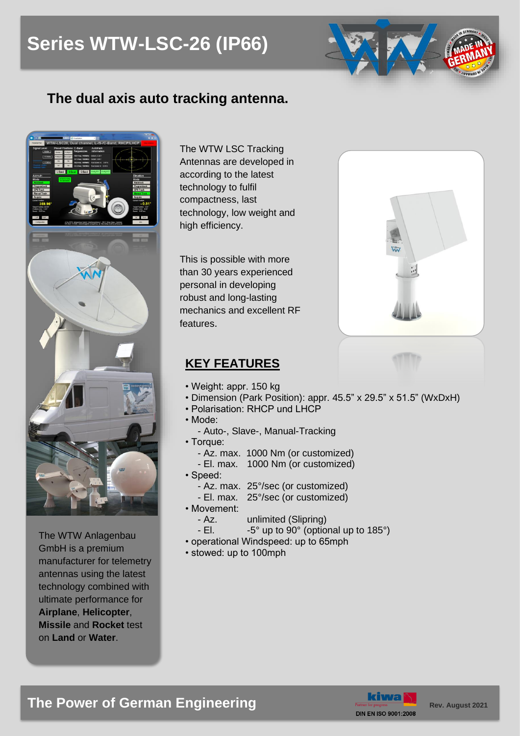# Series WTW-LSC-26 (IP66)

## The dual axis auto tracking antenna.

The WTW LSC Tracking Antennas are developed in according to the latest technology to fulfil compactness, last technology, low weight and high efficiency.

This is possible with more than 30 years experienced personal in developing robust and long-lasting mechanics and excellent RF features.

The WTW Anlagenbau GmbH is a premium manufacturer for telemetry antennas using the latest technology combined with ultimate performance for **Airplane**, **Helicopter**, **Missile** and **Rocket** test on **Land** or **Water**.

## KEY FEATURES

- Weight: appr. 150 kg
- Dimension (Park Position): appr. 45.5" x 29.5" x 51.5" (WxDxH)
- Polarisation: RHCP und LHCP
- Mode:
  - Auto-, Slave-, Manual-Tracking
- Torque:
  - Az. max. 1000 Nm (or customized)
  - El. max. 1000 Nm (or customized)
- Speed:
  - Az. max. 25°/sec (or customized)
  - El. max. 25°/sec (or customized)
- Movement:
  - Az. unlimited (Slipring)
  - El. -5° up to 90° (optional up to 185°)
- operational Windspeed: up to 65mph
- stowed: up to 100mph

The Power of German Engineering

DIN EN ISO 9001:2008

Rev. August 2021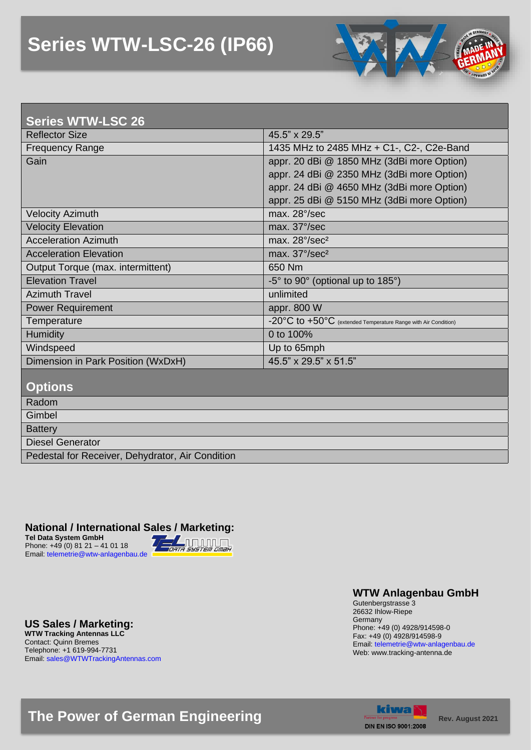# Series WTW-LSC-26 (IP66)

| Series WTW-LSC 26 | |
|---|---|
| Reflector Size | 45.5" x 29.5" |
| Frequency Range | 1435 MHz to 2485 MHz + C1-, C2-, C2e-Band |
| Gain | appr. 20 dBi @ 1850 MHz (3dBi more Option)<br>appr. 24 dBi @ 2350 MHz (3dBi more Option)<br>appr. 24 dBi @ 4650 MHz (3dBi more Option)<br>appr. 25 dBi @ 5150 MHz (3dBi more Option) |
| Velocity Azimuth | max. 28°/sec |
| Velocity Elevation | max. 37°/sec |
| Acceleration Azimuth | max. 28°/sec² |
| Acceleration Elevation | max. 37°/sec² |
| Output Torque (max. intermittent) | 650 Nm |
| Elevation Travel | -5° to 90° (optional up to 185°) |
| Azimuth Travel | unlimited |
| Power Requirement | appr. 800 W |
| Temperature | -20°C to +50°C (extended Temperature Range with Air Condition) |
| Humidity | 0 to 100% |
| Windspeed | Up to 65mph |
| Dimension in Park Position (WxDxH) | 45.5" x 29.5" x 51.5" |

## Options

- Radom
- Gimbel
- Battery
- Diesel Generator
- Pedestal for Receiver, Dehydrator, Air Condition

### National / International Sales / Marketing:

**Tel Data System GmbH**
Phone: +49 (0) 81 21 – 41 01 18
Email: telemetrie@wtw-anlagenbau.de

### US Sales / Marketing:

**WTW Tracking Antennas LLC**
Contact: Quinn Bremes
Telephone: +1 619-994-7731
Email: sales@WTWTrackingAntennas.com

### WTW Anlagenbau GmbH

Gutenbergstrasse 3
26632 Ihlow-Riepe
Germany
Phone: +49 (0) 4928/914598-0
Fax: +49 (0) 4928/914598-9
Email: telemetrie@wtw-anlagenbau.de
Web: www.tracking-antenna.de

**The Power of German Engineering**

DIN EN ISO 9001:2008

Rev. August 2021